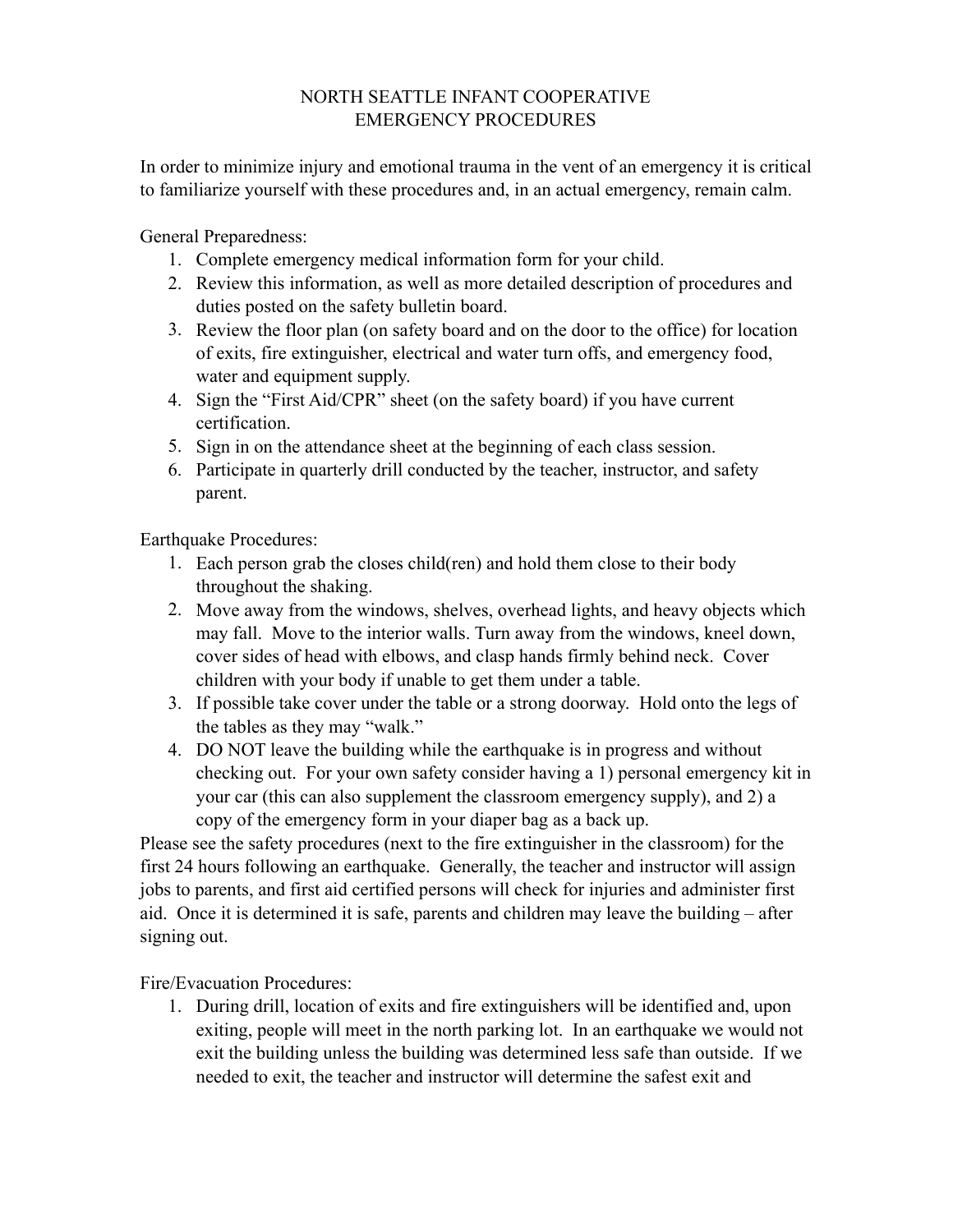# NORTH SEATTLE INFANT COOPERATIVE
## EMERGENCY PROCEDURES

In order to minimize injury and emotional trauma in the vent of an emergency it is critical to familiarize yourself with these procedures and, in an actual emergency, remain calm.

General Preparedness:

1. Complete emergency medical information form for your child.
2. Review this information, as well as more detailed description of procedures and duties posted on the safety bulletin board.
3. Review the floor plan (on safety board and on the door to the office) for location of exits, fire extinguisher, electrical and water turn offs, and emergency food, water and equipment supply.
4. Sign the "First Aid/CPR" sheet (on the safety board) if you have current certification.
5. Sign in on the attendance sheet at the beginning of each class session.
6. Participate in quarterly drill conducted by the teacher, instructor, and safety parent.

Earthquake Procedures:

1. Each person grab the closes child(ren) and hold them close to their body throughout the shaking.
2. Move away from the windows, shelves, overhead lights, and heavy objects which may fall. Move to the interior walls. Turn away from the windows, kneel down, cover sides of head with elbows, and clasp hands firmly behind neck. Cover children with your body if unable to get them under a table.
3. If possible take cover under the table or a strong doorway. Hold onto the legs of the tables as they may "walk."
4. DO NOT leave the building while the earthquake is in progress and without checking out. For your own safety consider having a 1) personal emergency kit in your car (this can also supplement the classroom emergency supply), and 2) a copy of the emergency form in your diaper bag as a back up.

Please see the safety procedures (next to the fire extinguisher in the classroom) for the first 24 hours following an earthquake. Generally, the teacher and instructor will assign jobs to parents, and first aid certified persons will check for injuries and administer first aid. Once it is determined it is safe, parents and children may leave the building – after signing out.

Fire/Evacuation Procedures:

1. During drill, location of exits and fire extinguishers will be identified and, upon exiting, people will meet in the north parking lot. In an earthquake we would not exit the building unless the building was determined less safe than outside. If we needed to exit, the teacher and instructor will determine the safest exit and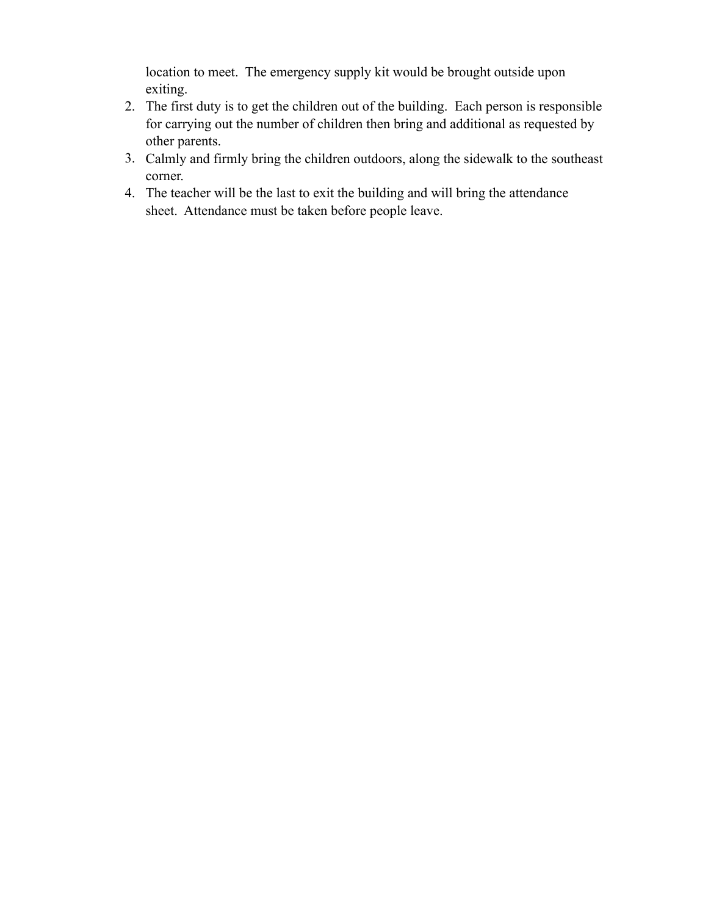location to meet. The emergency supply kit would be brought outside upon exiting.

2. The first duty is to get the children out of the building. Each person is responsible for carrying out the number of children then bring and additional as requested by other parents.
3. Calmly and firmly bring the children outdoors, along the sidewalk to the southeast corner.
4. The teacher will be the last to exit the building and will bring the attendance sheet. Attendance must be taken before people leave.